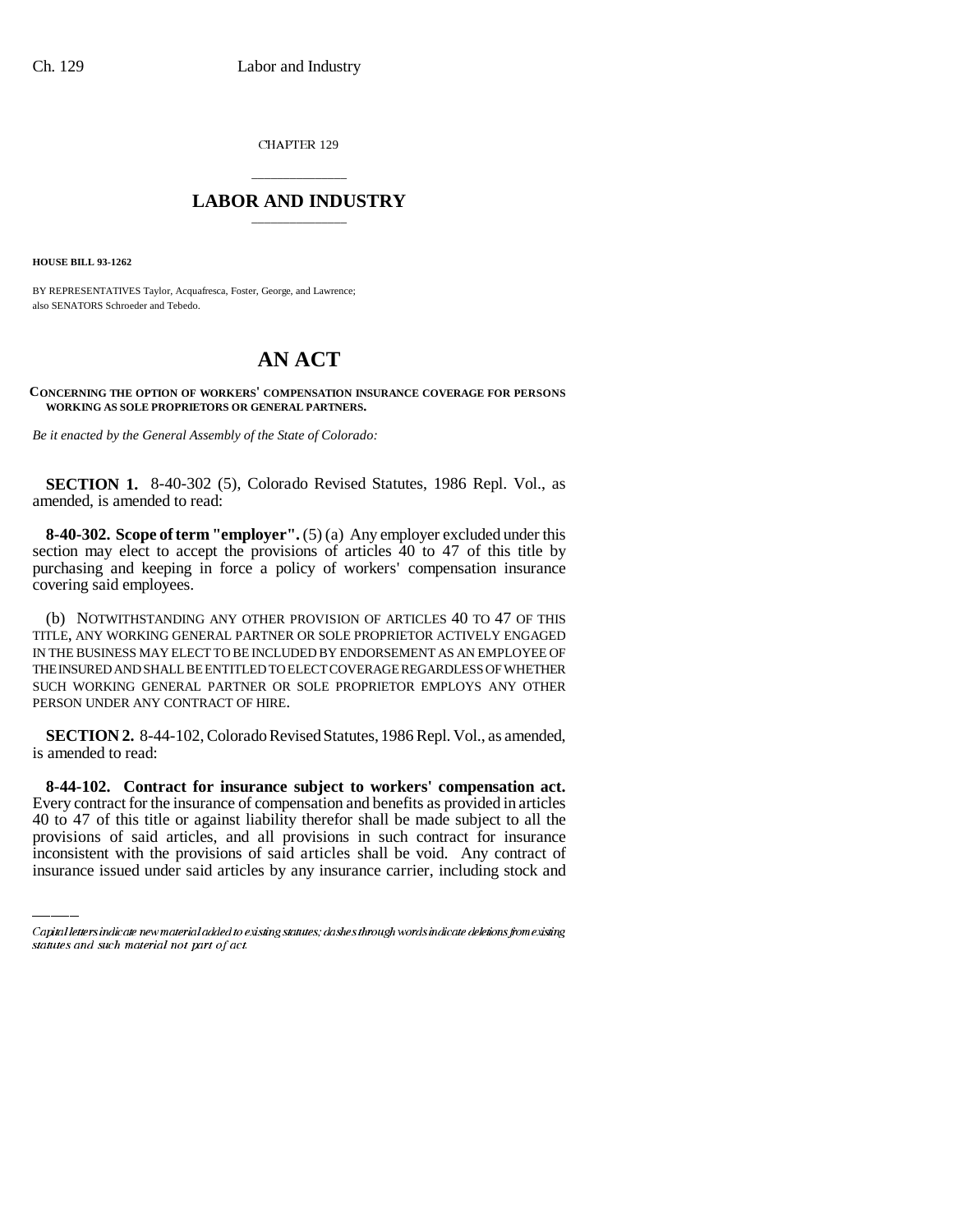CHAPTER 129

# LABOR AND INDUSTRY

**HOUSE BILL 93-1262**

BY REPRESENTATIVES Taylor, Acquafresca, Foster, George, and Lawrence;
also SENATORS Schroeder and Tebedo.

# AN ACT

**CONCERNING THE OPTION OF WORKERS' COMPENSATION INSURANCE COVERAGE FOR PERSONS WORKING AS SOLE PROPRIETORS OR GENERAL PARTNERS.**

*Be it enacted by the General Assembly of the State of Colorado:*

**SECTION 1.** 8-40-302 (5), Colorado Revised Statutes, 1986 Repl. Vol., as amended, is amended to read:

**8-40-302. Scope of term "employer".** (5) (a) Any employer excluded under this section may elect to accept the provisions of articles 40 to 47 of this title by purchasing and keeping in force a policy of workers' compensation insurance covering said employees.

(b) NOTWITHSTANDING ANY OTHER PROVISION OF ARTICLES 40 TO 47 OF THIS TITLE, ANY WORKING GENERAL PARTNER OR SOLE PROPRIETOR ACTIVELY ENGAGED IN THE BUSINESS MAY ELECT TO BE INCLUDED BY ENDORSEMENT AS AN EMPLOYEE OF THE INSURED AND SHALL BE ENTITLED TO ELECT COVERAGE REGARDLESS OF WHETHER SUCH WORKING GENERAL PARTNER OR SOLE PROPRIETOR EMPLOYS ANY OTHER PERSON UNDER ANY CONTRACT OF HIRE.

**SECTION 2.** 8-44-102, Colorado Revised Statutes, 1986 Repl. Vol., as amended, is amended to read:

**8-44-102. Contract for insurance subject to workers' compensation act.** Every contract for the insurance of compensation and benefits as provided in articles 40 to 47 of this title or against liability therefor shall be made subject to all the provisions of said articles, and all provisions in such contract for insurance inconsistent with the provisions of said articles shall be void. Any contract of insurance issued under said articles by any insurance carrier, including stock and

Capital letters indicate new material added to existing statutes; dashes through words indicate deletions from existing statutes and such material not part of act.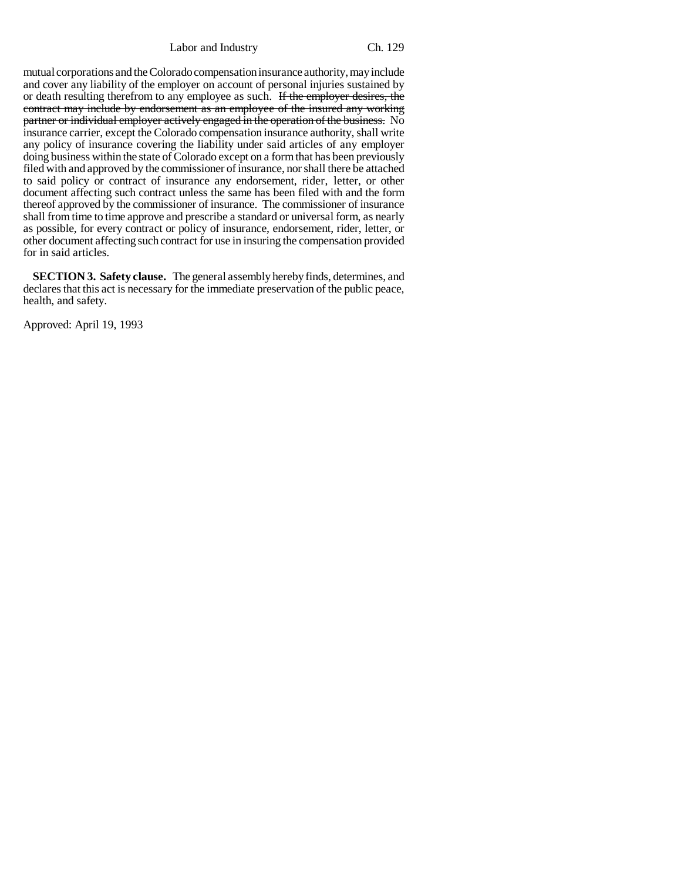mutual corporations and the Colorado compensation insurance authority, may include and cover any liability of the employer on account of personal injuries sustained by or death resulting therefrom to any employee as such. ~~If the employer desires, the contract may include by endorsement as an employee of the insured any working partner or individual employer actively engaged in the operation of the business.~~ No insurance carrier, except the Colorado compensation insurance authority, shall write any policy of insurance covering the liability under said articles of any employer doing business within the state of Colorado except on a form that has been previously filed with and approved by the commissioner of insurance, nor shall there be attached to said policy or contract of insurance any endorsement, rider, letter, or other document affecting such contract unless the same has been filed with and the form thereof approved by the commissioner of insurance. The commissioner of insurance shall from time to time approve and prescribe a standard or universal form, as nearly as possible, for every contract or policy of insurance, endorsement, rider, letter, or other document affecting such contract for use in insuring the compensation provided for in said articles.

**SECTION 3. Safety clause.** The general assembly hereby finds, determines, and declares that this act is necessary for the immediate preservation of the public peace, health, and safety.

Approved: April 19, 1993